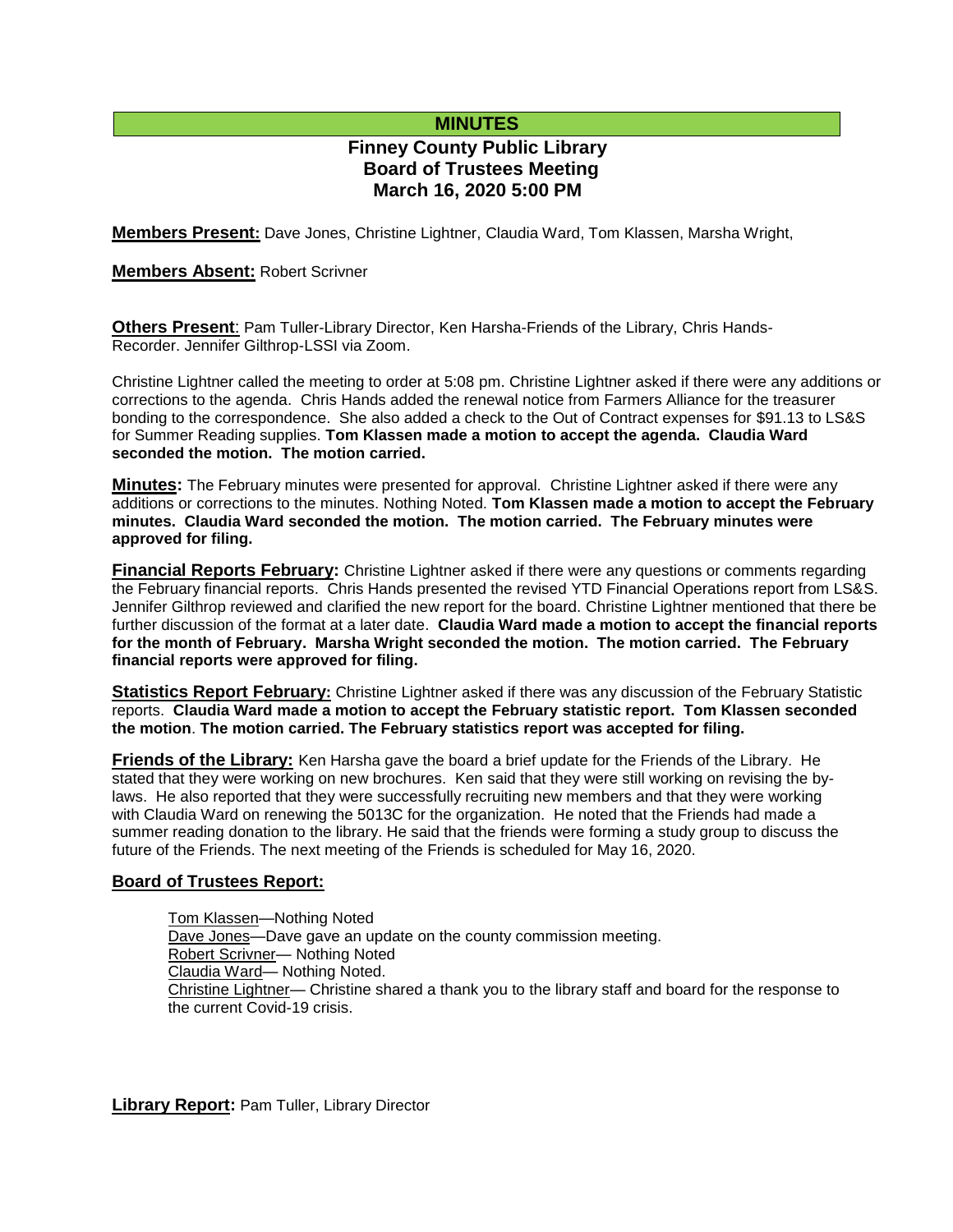# MINUTES

## Finney County Public Library Board of Trustees Meeting March 16, 2020 5:00 PM

**Members Present:** Dave Jones, Christine Lightner, Claudia Ward, Tom Klassen, Marsha Wright,

**Members Absent:** Robert Scrivner

**Others Present**: Pam Tuller-Library Director, Ken Harsha-Friends of the Library, Chris Hands-Recorder. Jennifer Gilthrop-LSSI via Zoom.

Christine Lightner called the meeting to order at 5:08 pm. Christine Lightner asked if there were any additions or corrections to the agenda. Chris Hands added the renewal notice from Farmers Alliance for the treasurer bonding to the correspondence. She also added a check to the Out of Contract expenses for $91.13 to LS&S for Summer Reading supplies. **Tom Klassen made a motion to accept the agenda. Claudia Ward seconded the motion. The motion carried.**

**Minutes:** The February minutes were presented for approval. Christine Lightner asked if there were any additions or corrections to the minutes. Nothing Noted. **Tom Klassen made a motion to accept the February minutes. Claudia Ward seconded the motion. The motion carried. The February minutes were approved for filing.**

**Financial Reports February:** Christine Lightner asked if there were any questions or comments regarding the February financial reports. Chris Hands presented the revised YTD Financial Operations report from LS&S. Jennifer Gilthrop reviewed and clarified the new report for the board. Christine Lightner mentioned that there be further discussion of the format at a later date. **Claudia Ward made a motion to accept the financial reports for the month of February. Marsha Wright seconded the motion. The motion carried. The February financial reports were approved for filing.**

**Statistics Report February:** Christine Lightner asked if there was any discussion of the February Statistic reports. **Claudia Ward made a motion to accept the February statistic report. Tom Klassen seconded the motion**. **The motion carried. The February statistics report was accepted for filing.**

**Friends of the Library:** Ken Harsha gave the board a brief update for the Friends of the Library. He stated that they were working on new brochures. Ken said that they were still working on revising the by-laws. He also reported that they were successfully recruiting new members and that they were working with Claudia Ward on renewing the 5013C for the organization. He noted that the Friends had made a summer reading donation to the library. He said that the friends were forming a study group to discuss the future of the Friends. The next meeting of the Friends is scheduled for May 16, 2020.

**Board of Trustees Report:**

Tom Klassen—Nothing Noted
Dave Jones—Dave gave an update on the county commission meeting.
Robert Scrivner— Nothing Noted
Claudia Ward— Nothing Noted.
Christine Lightner— Christine shared a thank you to the library staff and board for the response to the current Covid-19 crisis.

**Library Report:** Pam Tuller, Library Director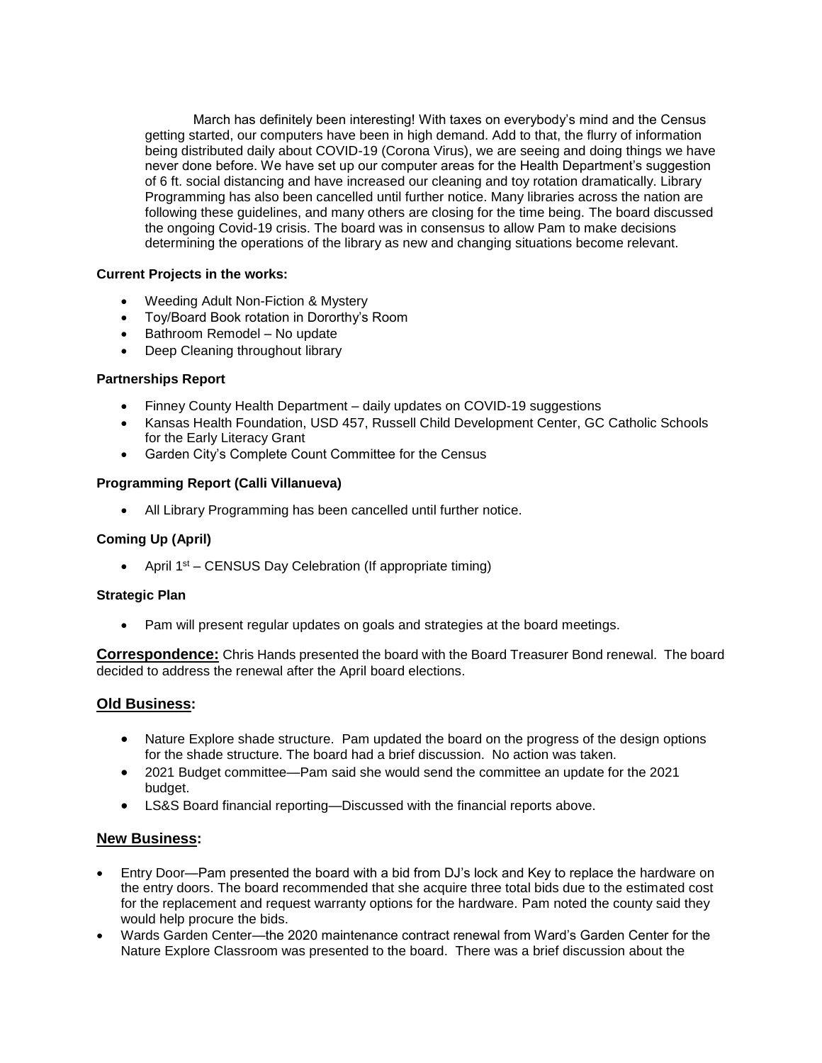March has definitely been interesting! With taxes on everybody's mind and the Census getting started, our computers have been in high demand. Add to that, the flurry of information being distributed daily about COVID-19 (Corona Virus), we are seeing and doing things we have never done before. We have set up our computer areas for the Health Department's suggestion of 6 ft. social distancing and have increased our cleaning and toy rotation dramatically. Library Programming has also been cancelled until further notice. Many libraries across the nation are following these guidelines, and many others are closing for the time being. The board discussed the ongoing Covid-19 crisis. The board was in consensus to allow Pam to make decisions determining the operations of the library as new and changing situations become relevant.

**Current Projects in the works:**

- Weeding Adult Non-Fiction & Mystery
- Toy/Board Book rotation in Dororthy's Room
- Bathroom Remodel – No update
- Deep Cleaning throughout library

**Partnerships Report**

- Finney County Health Department – daily updates on COVID-19 suggestions
- Kansas Health Foundation, USD 457, Russell Child Development Center, GC Catholic Schools for the Early Literacy Grant
- Garden City's Complete Count Committee for the Census

**Programming Report (Calli Villanueva)**

- All Library Programming has been cancelled until further notice.

**Coming Up (April)**

- April 1st – CENSUS Day Celebration (If appropriate timing)

**Strategic Plan**

- Pam will present regular updates on goals and strategies at the board meetings.

**Correspondence:** Chris Hands presented the board with the Board Treasurer Bond renewal. The board decided to address the renewal after the April board elections.

## Old Business:

- Nature Explore shade structure. Pam updated the board on the progress of the design options for the shade structure. The board had a brief discussion. No action was taken.
- 2021 Budget committee—Pam said she would send the committee an update for the 2021 budget.
- LS&S Board financial reporting—Discussed with the financial reports above.

## New Business:

- Entry Door—Pam presented the board with a bid from DJ's lock and Key to replace the hardware on the entry doors. The board recommended that she acquire three total bids due to the estimated cost for the replacement and request warranty options for the hardware. Pam noted the county said they would help procure the bids.
- Wards Garden Center—the 2020 maintenance contract renewal from Ward's Garden Center for the Nature Explore Classroom was presented to the board. There was a brief discussion about the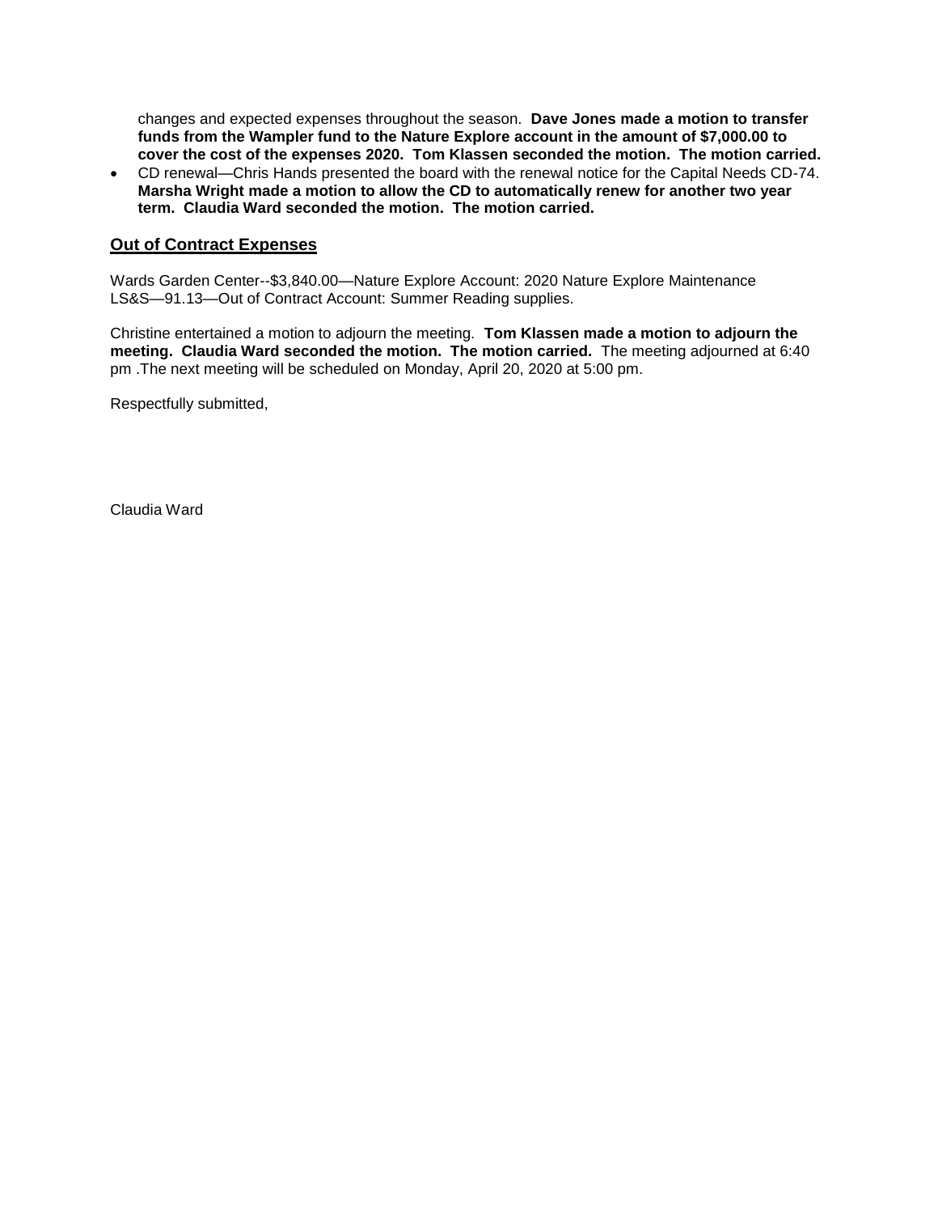changes and expected expenses throughout the season. **Dave Jones made a motion to transfer funds from the Wampler fund to the Nature Explore account in the amount of $7,000.00 to cover the cost of the expenses 2020. Tom Klassen seconded the motion. The motion carried.**

- CD renewal—Chris Hands presented the board with the renewal notice for the Capital Needs CD-74. **Marsha Wright made a motion to allow the CD to automatically renew for another two year term. Claudia Ward seconded the motion. The motion carried.**

## Out of Contract Expenses

Wards Garden Center--$3,840.00—Nature Explore Account: 2020 Nature Explore Maintenance
LS&S—91.13—Out of Contract Account: Summer Reading supplies.

Christine entertained a motion to adjourn the meeting. **Tom Klassen made a motion to adjourn the meeting. Claudia Ward seconded the motion. The motion carried.** The meeting adjourned at 6:40 pm .The next meeting will be scheduled on Monday, April 20, 2020 at 5:00 pm.

Respectfully submitted,

Claudia Ward